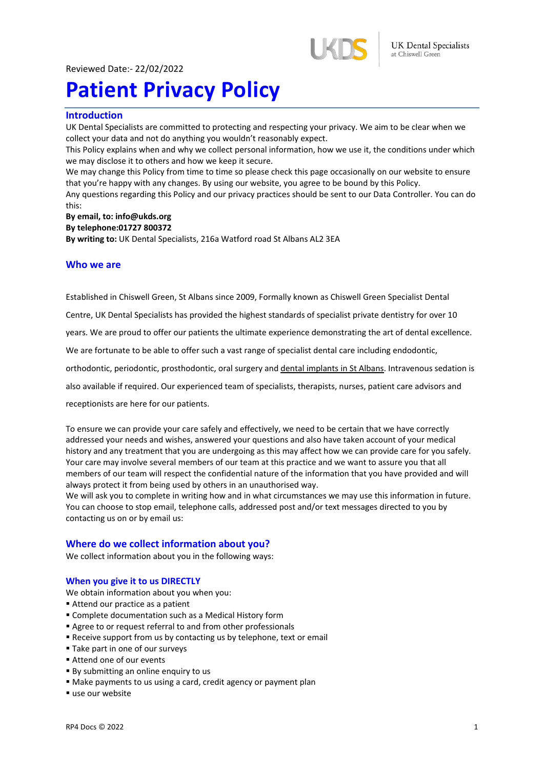Reviewed Date:- 22/02/2022

# Patient Privacy Policy

## Introduction

UK Dental Specialists are committed to protecting and respecting your privacy. We aim to be clear when we collect your data and not do anything you wouldn't reasonably expect.

This Policy explains when and why we collect personal information, how we use it, the conditions under which we may disclose it to others and how we keep it secure.

We may change this Policy from time to time so please check this page occasionally on our website to ensure that you're happy with any changes. By using our website, you agree to be bound by this Policy.

Any questions regarding this Policy and our privacy practices should be sent to our Data Controller. You can do this:

**By email, to: info@ukds.org**
**By telephone:01727 800372**
**By writing to:** UK Dental Specialists, 216a Watford road St Albans AL2 3EA

## Who we are

Established in Chiswell Green, St Albans since 2009, Formally known as Chiswell Green Specialist Dental Centre, UK Dental Specialists has provided the highest standards of specialist private dentistry for over 10 years. We are proud to offer our patients the ultimate experience demonstrating the art of dental excellence. We are fortunate to be able to offer such a vast range of specialist dental care including endodontic, orthodontic, periodontic, prosthodontic, oral surgery and dental implants in St Albans. Intravenous sedation is also available if required. Our experienced team of specialists, therapists, nurses, patient care advisors and receptionists are here for our patients.

To ensure we can provide your care safely and effectively, we need to be certain that we have correctly addressed your needs and wishes, answered your questions and also have taken account of your medical history and any treatment that you are undergoing as this may affect how we can provide care for you safely. Your care may involve several members of our team at this practice and we want to assure you that all members of our team will respect the confidential nature of the information that you have provided and will always protect it from being used by others in an unauthorised way.

We will ask you to complete in writing how and in what circumstances we may use this information in future. You can choose to stop email, telephone calls, addressed post and/or text messages directed to you by contacting us on or by email us:

## Where do we collect information about you?

We collect information about you in the following ways:

### When you give it to us DIRECTLY

We obtain information about you when you:

- Attend our practice as a patient
- Complete documentation such as a Medical History form
- Agree to or request referral to and from other professionals
- Receive support from us by contacting us by telephone, text or email
- Take part in one of our surveys
- Attend one of our events
- By submitting an online enquiry to us
- Make payments to us using a card, credit agency or payment plan
- use our website

RP4 Docs © 2022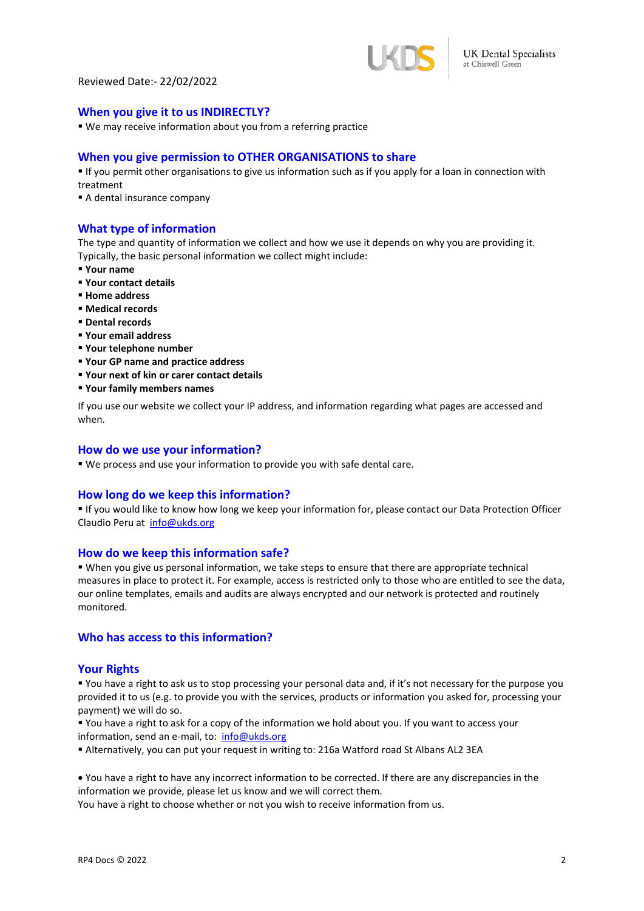Reviewed Date:- 22/02/2022

## When you give it to us INDIRECTLY?

- We may receive information about you from a referring practice

## When you give permission to OTHER ORGANISATIONS to share

- If you permit other organisations to give us information such as if you apply for a loan in connection with treatment
- A dental insurance company

## What type of information

The type and quantity of information we collect and how we use it depends on why you are providing it. Typically, the basic personal information we collect might include:

- **Your name**
- **Your contact details**
- **Home address**
- **Medical records**
- **Dental records**
- **Your email address**
- **Your telephone number**
- **Your GP name and practice address**
- **Your next of kin or carer contact details**
- **Your family members names**

If you use our website we collect your IP address, and information regarding what pages are accessed and when.

## How do we use your information?

- We process and use your information to provide you with safe dental care.

## How long do we keep this information?

- If you would like to know how long we keep your information for, please contact our Data Protection Officer Claudio Peru at info@ukds.org

## How do we keep this information safe?

- When you give us personal information, we take steps to ensure that there are appropriate technical measures in place to protect it. For example, access is restricted only to those who are entitled to see the data, our online templates, emails and audits are always encrypted and our network is protected and routinely monitored.

## Who has access to this information?

## Your Rights

- You have a right to ask us to stop processing your personal data and, if it's not necessary for the purpose you provided it to us (e.g. to provide you with the services, products or information you asked for, processing your payment) we will do so.
- You have a right to ask for a copy of the information we hold about you. If you want to access your information, send an e-mail, to: info@ukds.org
- Alternatively, you can put your request in writing to: 216a Watford road St Albans AL2 3EA

- You have a right to have any incorrect information to be corrected. If there are any discrepancies in the information we provide, please let us know and we will correct them.

You have a right to choose whether or not you wish to receive information from us.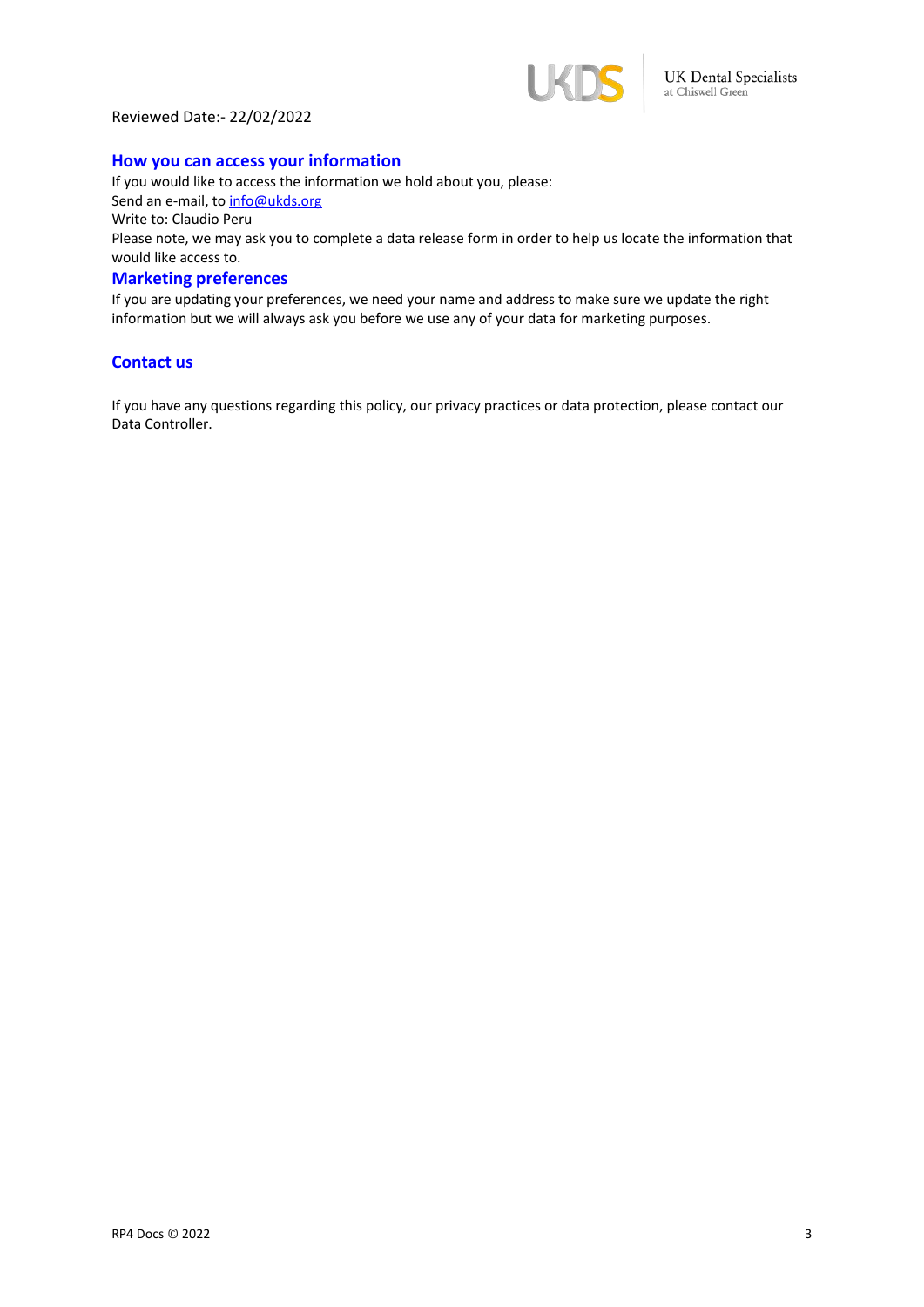Reviewed Date:- 22/02/2022

## How you can access your information

If you would like to access the information we hold about you, please:
Send an e-mail, to info@ukds.org
Write to: Claudio Peru
Please note, we may ask you to complete a data release form in order to help us locate the information that would like access to.

## Marketing preferences

If you are updating your preferences, we need your name and address to make sure we update the right information but we will always ask you before we use any of your data for marketing purposes.

## Contact us

If you have any questions regarding this policy, our privacy practices or data protection, please contact our Data Controller.